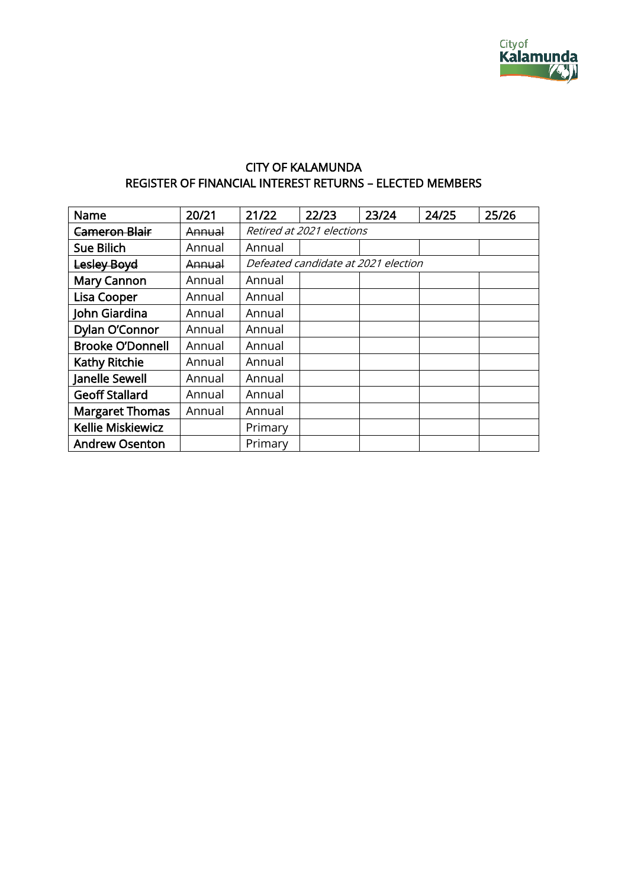# CITY OF KALAMUNDA
## REGISTER OF FINANCIAL INTEREST RETURNS – ELECTED MEMBERS

| Name | 20/21 | 21/22 | 22/23 | 23/24 | 24/25 | 25/26 |
|---|---|---|---|---|---|---|
| ~~Cameron Blair~~ | ~~Annual~~ | *Retired at 2021 elections* | | | | |
| Sue Bilich | Annual | Annual | | | | |
| ~~Lesley Boyd~~ | ~~Annual~~ | *Defeated candidate at 2021 election* | | | | |
| Mary Cannon | Annual | Annual | | | | |
| Lisa Cooper | Annual | Annual | | | | |
| John Giardina | Annual | Annual | | | | |
| Dylan O'Connor | Annual | Annual | | | | |
| Brooke O'Donnell | Annual | Annual | | | | |
| Kathy Ritchie | Annual | Annual | | | | |
| Janelle Sewell | Annual | Annual | | | | |
| Geoff Stallard | Annual | Annual | | | | |
| Margaret Thomas | Annual | Annual | | | | |
| Kellie Miskiewicz | | Primary | | | | |
| Andrew Osenton | | Primary | | | | |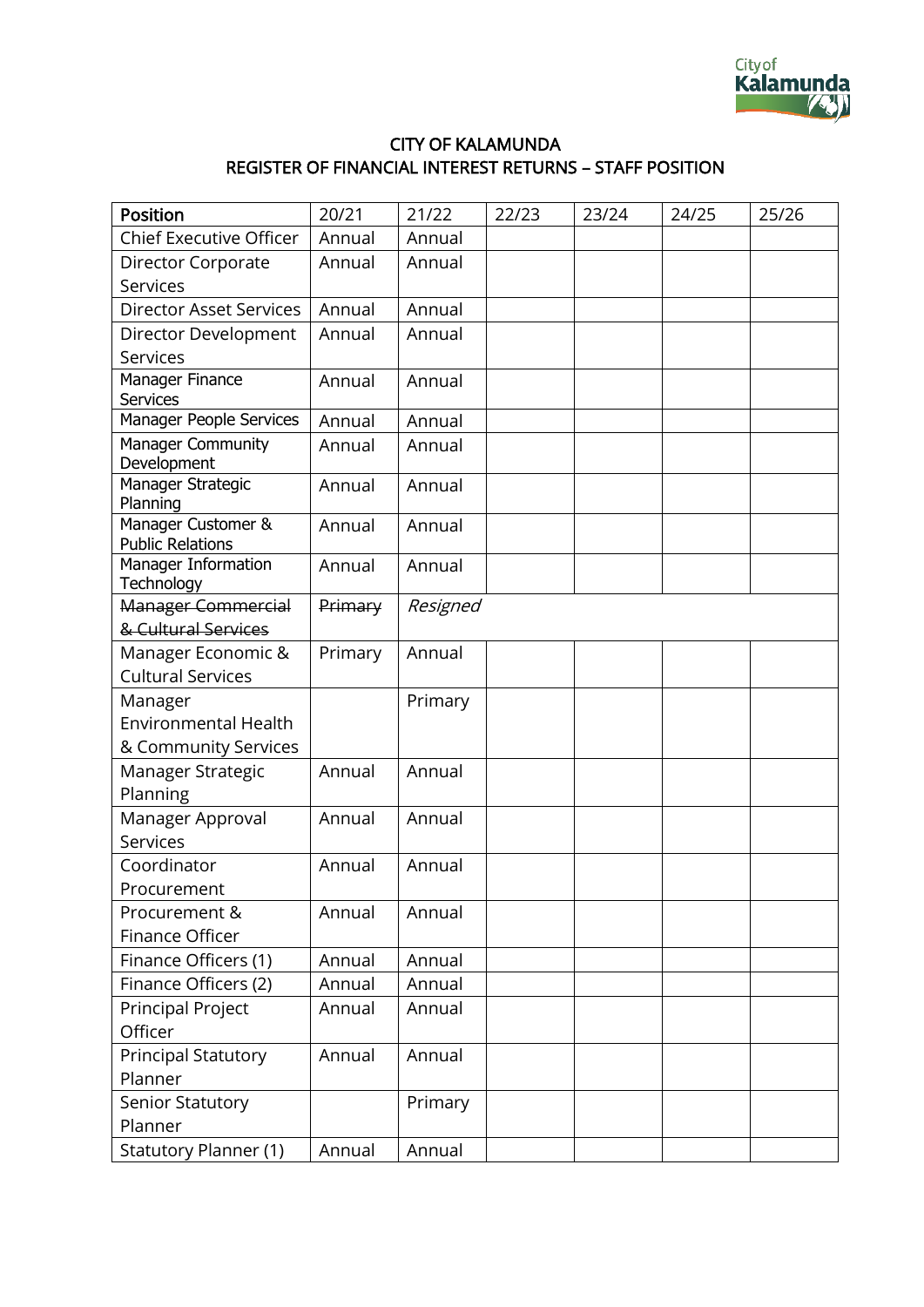# CITY OF KALAMUNDA
## REGISTER OF FINANCIAL INTEREST RETURNS – STAFF POSITION

| Position | 20/21 | 21/22 | 22/23 | 23/24 | 24/25 | 25/26 |
|---|---|---|---|---|---|---|
| Chief Executive Officer | Annual | Annual | | | | |
| Director Corporate Services | Annual | Annual | | | | |
| Director Asset Services | Annual | Annual | | | | |
| Director Development Services | Annual | Annual | | | | |
| Manager Finance Services | Annual | Annual | | | | |
| Manager People Services | Annual | Annual | | | | |
| Manager Community Development | Annual | Annual | | | | |
| Manager Strategic Planning | Annual | Annual | | | | |
| Manager Customer & Public Relations | Annual | Annual | | | | |
| Manager Information Technology | Annual | Annual | | | | |
| ~~Manager Commercial & Cultural Services~~ | ~~Primary~~ | *Resigned* | | | | |
| Manager Economic & Cultural Services | Primary | Annual | | | | |
| Manager Environmental Health & Community Services | | Primary | | | | |
| Manager Strategic Planning | Annual | Annual | | | | |
| Manager Approval Services | Annual | Annual | | | | |
| Coordinator Procurement | Annual | Annual | | | | |
| Procurement & Finance Officer | Annual | Annual | | | | |
| Finance Officers (1) | Annual | Annual | | | | |
| Finance Officers (2) | Annual | Annual | | | | |
| Principal Project Officer | Annual | Annual | | | | |
| Principal Statutory Planner | Annual | Annual | | | | |
| Senior Statutory Planner | | Primary | | | | |
| Statutory Planner (1) | Annual | Annual | | | | |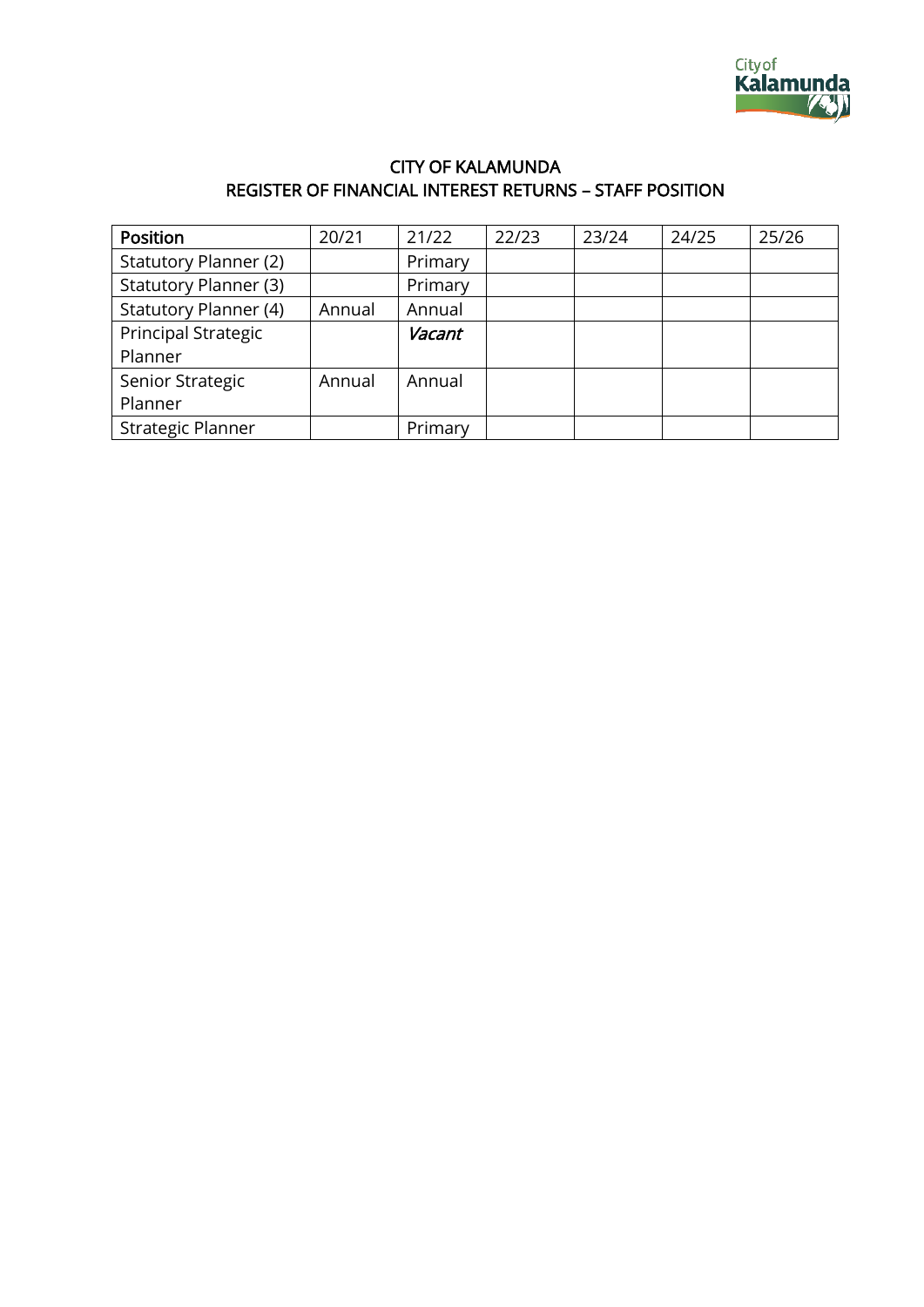# CITY OF KALAMUNDA
## REGISTER OF FINANCIAL INTEREST RETURNS – STAFF POSITION

| **Position** | 20/21 | 21/22 | 22/23 | 23/24 | 24/25 | 25/26 |
|---|---|---|---|---|---|---|
| Statutory Planner (2) | | Primary | | | | |
| Statutory Planner (3) | | Primary | | | | |
| Statutory Planner (4) | Annual | Annual | | | | |
| Principal Strategic Planner | | *Vacant* | | | | |
| Senior Strategic Planner | Annual | Annual | | | | |
| Strategic Planner | | Primary | | | | |